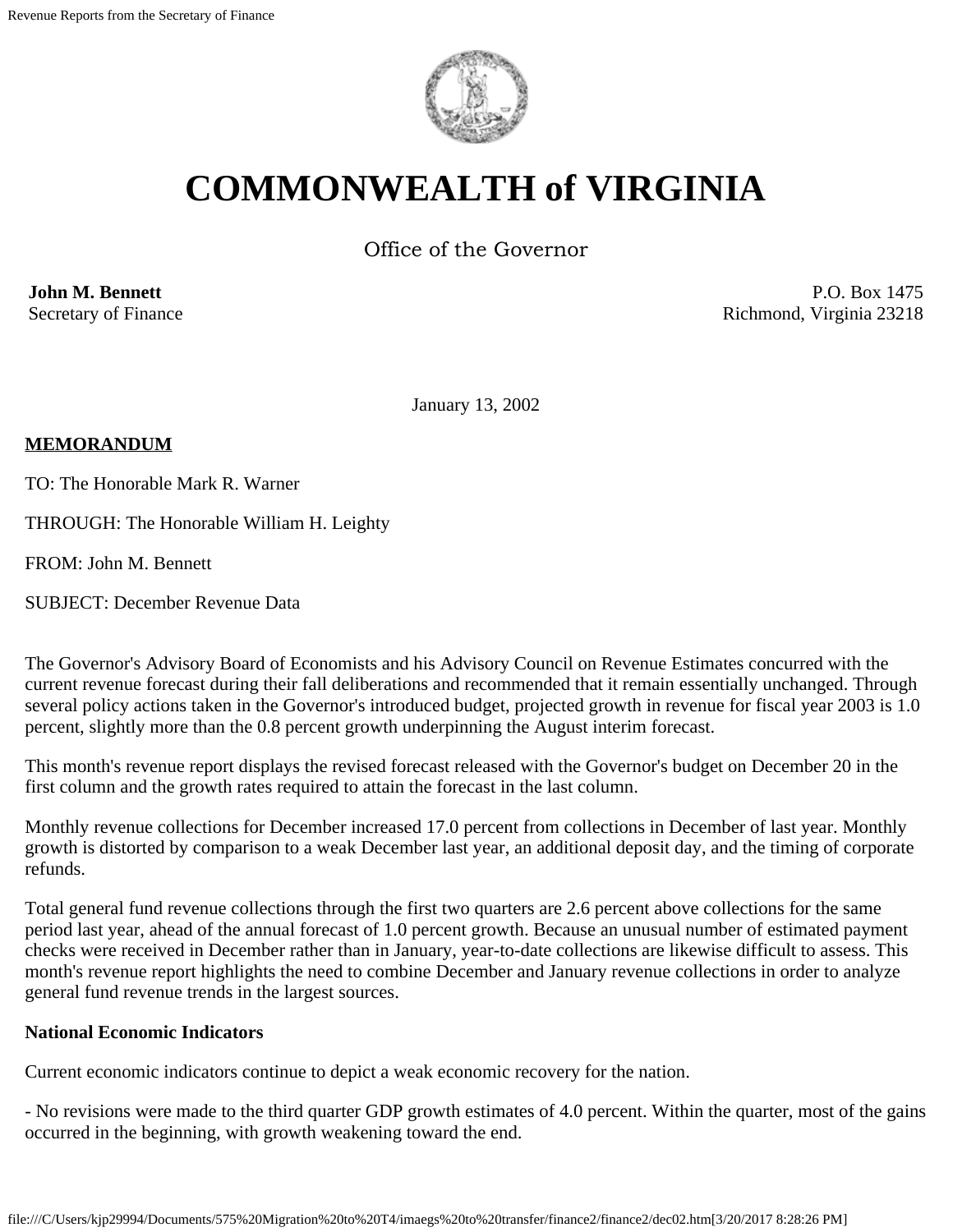# COMMONWEALTH of VIRGINIA

Office of the Governor

**John M. Bennett**
Secretary of Finance

P.O. Box 1475
Richmond, Virginia 23218

January 13, 2002

**MEMORANDUM**

TO: The Honorable Mark R. Warner

THROUGH: The Honorable William H. Leighty

FROM: John M. Bennett

SUBJECT: December Revenue Data

The Governor's Advisory Board of Economists and his Advisory Council on Revenue Estimates concurred with the current revenue forecast during their fall deliberations and recommended that it remain essentially unchanged. Through several policy actions taken in the Governor's introduced budget, projected growth in revenue for fiscal year 2003 is 1.0 percent, slightly more than the 0.8 percent growth underpinning the August interim forecast.

This month's revenue report displays the revised forecast released with the Governor's budget on December 20 in the first column and the growth rates required to attain the forecast in the last column.

Monthly revenue collections for December increased 17.0 percent from collections in December of last year. Monthly growth is distorted by comparison to a weak December last year, an additional deposit day, and the timing of corporate refunds.

Total general fund revenue collections through the first two quarters are 2.6 percent above collections for the same period last year, ahead of the annual forecast of 1.0 percent growth. Because an unusual number of estimated payment checks were received in December rather than in January, year-to-date collections are likewise difficult to assess. This month's revenue report highlights the need to combine December and January revenue collections in order to analyze general fund revenue trends in the largest sources.

**National Economic Indicators**

Current economic indicators continue to depict a weak economic recovery for the nation.

- No revisions were made to the third quarter GDP growth estimates of 4.0 percent. Within the quarter, most of the gains occurred in the beginning, with growth weakening toward the end.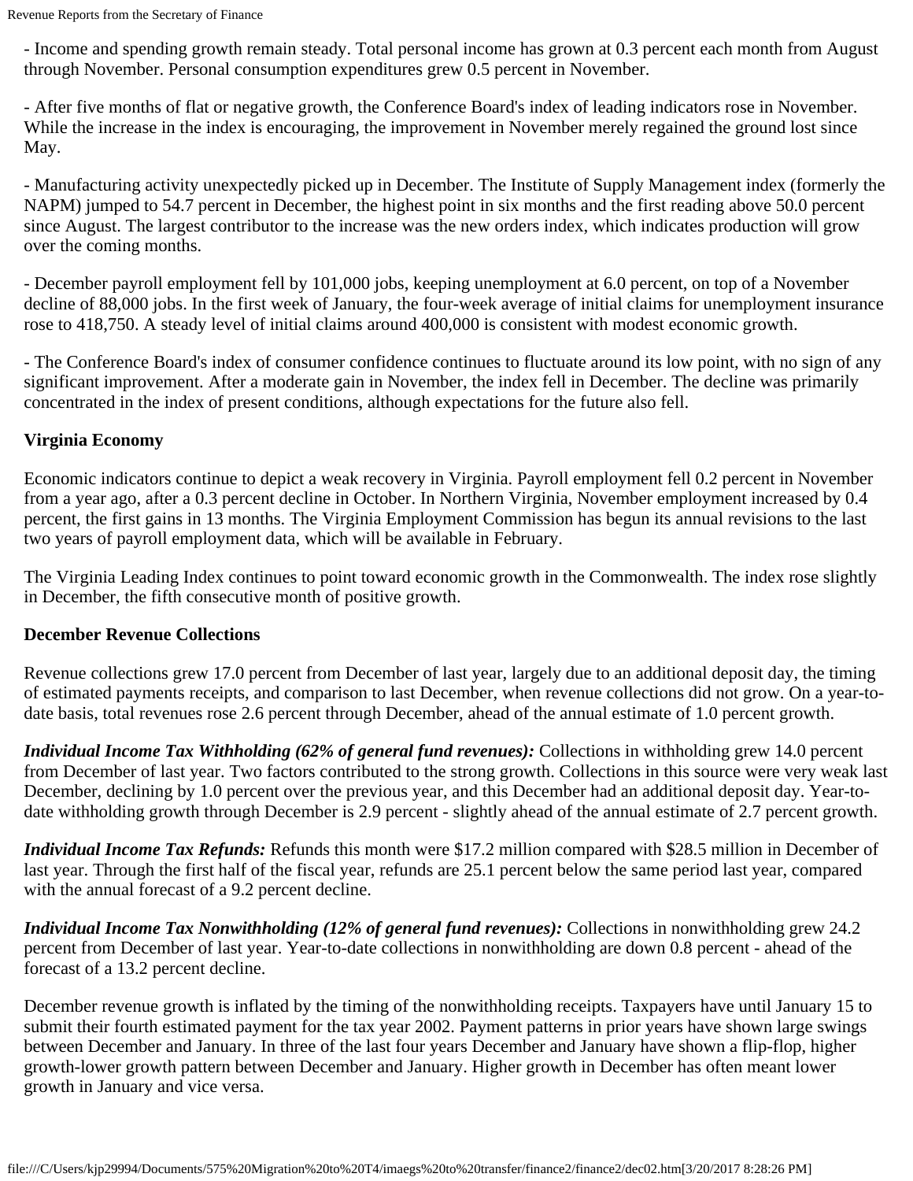- Income and spending growth remain steady. Total personal income has grown at 0.3 percent each month from August through November. Personal consumption expenditures grew 0.5 percent in November.

- After five months of flat or negative growth, the Conference Board's index of leading indicators rose in November. While the increase in the index is encouraging, the improvement in November merely regained the ground lost since May.

- Manufacturing activity unexpectedly picked up in December. The Institute of Supply Management index (formerly the NAPM) jumped to 54.7 percent in December, the highest point in six months and the first reading above 50.0 percent since August. The largest contributor to the increase was the new orders index, which indicates production will grow over the coming months.

- December payroll employment fell by 101,000 jobs, keeping unemployment at 6.0 percent, on top of a November decline of 88,000 jobs. In the first week of January, the four-week average of initial claims for unemployment insurance rose to 418,750. A steady level of initial claims around 400,000 is consistent with modest economic growth.

- The Conference Board's index of consumer confidence continues to fluctuate around its low point, with no sign of any significant improvement. After a moderate gain in November, the index fell in December. The decline was primarily concentrated in the index of present conditions, although expectations for the future also fell.

**Virginia Economy**

Economic indicators continue to depict a weak recovery in Virginia. Payroll employment fell 0.2 percent in November from a year ago, after a 0.3 percent decline in October. In Northern Virginia, November employment increased by 0.4 percent, the first gains in 13 months. The Virginia Employment Commission has begun its annual revisions to the last two years of payroll employment data, which will be available in February.

The Virginia Leading Index continues to point toward economic growth in the Commonwealth. The index rose slightly in December, the fifth consecutive month of positive growth.

**December Revenue Collections**

Revenue collections grew 17.0 percent from December of last year, largely due to an additional deposit day, the timing of estimated payments receipts, and comparison to last December, when revenue collections did not grow. On a year-to-date basis, total revenues rose 2.6 percent through December, ahead of the annual estimate of 1.0 percent growth.

***Individual Income Tax Withholding (62% of general fund revenues):*** Collections in withholding grew 14.0 percent from December of last year. Two factors contributed to the strong growth. Collections in this source were very weak last December, declining by 1.0 percent over the previous year, and this December had an additional deposit day. Year-to-date withholding growth through December is 2.9 percent - slightly ahead of the annual estimate of 2.7 percent growth.

***Individual Income Tax Refunds:*** Refunds this month were $17.2 million compared with $28.5 million in December of last year. Through the first half of the fiscal year, refunds are 25.1 percent below the same period last year, compared with the annual forecast of a 9.2 percent decline.

***Individual Income Tax Nonwithholding (12% of general fund revenues):*** Collections in nonwithholding grew 24.2 percent from December of last year. Year-to-date collections in nonwithholding are down 0.8 percent - ahead of the forecast of a 13.2 percent decline.

December revenue growth is inflated by the timing of the nonwithholding receipts. Taxpayers have until January 15 to submit their fourth estimated payment for the tax year 2002. Payment patterns in prior years have shown large swings between December and January. In three of the last four years December and January have shown a flip-flop, higher growth-lower growth pattern between December and January. Higher growth in December has often meant lower growth in January and vice versa.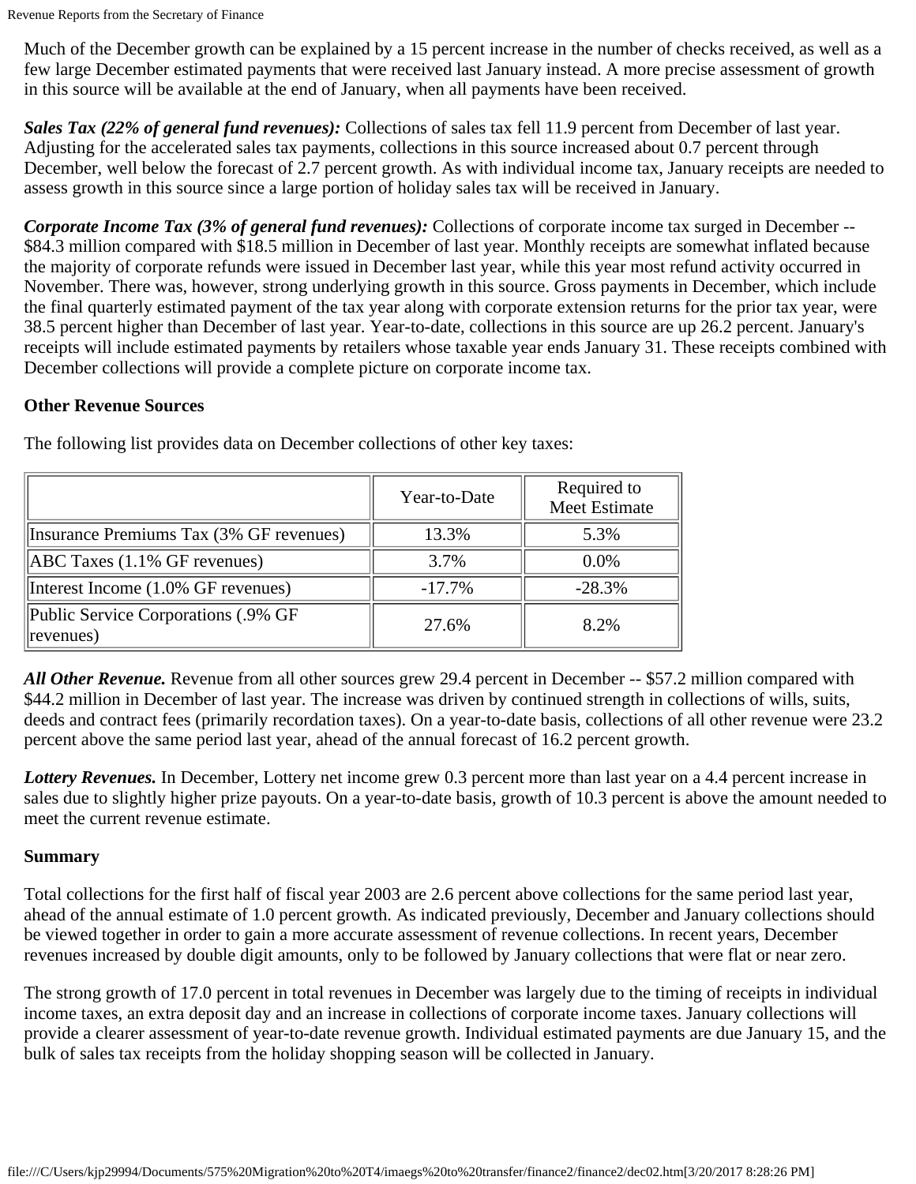Much of the December growth can be explained by a 15 percent increase in the number of checks received, as well as a few large December estimated payments that were received last January instead. A more precise assessment of growth in this source will be available at the end of January, when all payments have been received.

***Sales Tax (22% of general fund revenues):*** Collections of sales tax fell 11.9 percent from December of last year. Adjusting for the accelerated sales tax payments, collections in this source increased about 0.7 percent through December, well below the forecast of 2.7 percent growth. As with individual income tax, January receipts are needed to assess growth in this source since a large portion of holiday sales tax will be received in January.

***Corporate Income Tax (3% of general fund revenues):*** Collections of corporate income tax surged in December -- $84.3 million compared with $18.5 million in December of last year. Monthly receipts are somewhat inflated because the majority of corporate refunds were issued in December last year, while this year most refund activity occurred in November. There was, however, strong underlying growth in this source. Gross payments in December, which include the final quarterly estimated payment of the tax year along with corporate extension returns for the prior tax year, were 38.5 percent higher than December of last year. Year-to-date, collections in this source are up 26.2 percent. January's receipts will include estimated payments by retailers whose taxable year ends January 31. These receipts combined with December collections will provide a complete picture on corporate income tax.

**Other Revenue Sources**

The following list provides data on December collections of other key taxes:

| | Year-to-Date | Required to Meet Estimate |
|---|---|---|
| Insurance Premiums Tax (3% GF revenues) | 13.3% | 5.3% |
| ABC Taxes (1.1% GF revenues) | 3.7% | 0.0% |
| Interest Income (1.0% GF revenues) | -17.7% | -28.3% |
| Public Service Corporations (.9% GF revenues) | 27.6% | 8.2% |

***All Other Revenue.*** Revenue from all other sources grew 29.4 percent in December -- $57.2 million compared with $44.2 million in December of last year. The increase was driven by continued strength in collections of wills, suits, deeds and contract fees (primarily recordation taxes). On a year-to-date basis, collections of all other revenue were 23.2 percent above the same period last year, ahead of the annual forecast of 16.2 percent growth.

***Lottery Revenues.*** In December, Lottery net income grew 0.3 percent more than last year on a 4.4 percent increase in sales due to slightly higher prize payouts. On a year-to-date basis, growth of 10.3 percent is above the amount needed to meet the current revenue estimate.

**Summary**

Total collections for the first half of fiscal year 2003 are 2.6 percent above collections for the same period last year, ahead of the annual estimate of 1.0 percent growth. As indicated previously, December and January collections should be viewed together in order to gain a more accurate assessment of revenue collections. In recent years, December revenues increased by double digit amounts, only to be followed by January collections that were flat or near zero.

The strong growth of 17.0 percent in total revenues in December was largely due to the timing of receipts in individual income taxes, an extra deposit day and an increase in collections of corporate income taxes. January collections will provide a clearer assessment of year-to-date revenue growth. Individual estimated payments are due January 15, and the bulk of sales tax receipts from the holiday shopping season will be collected in January.